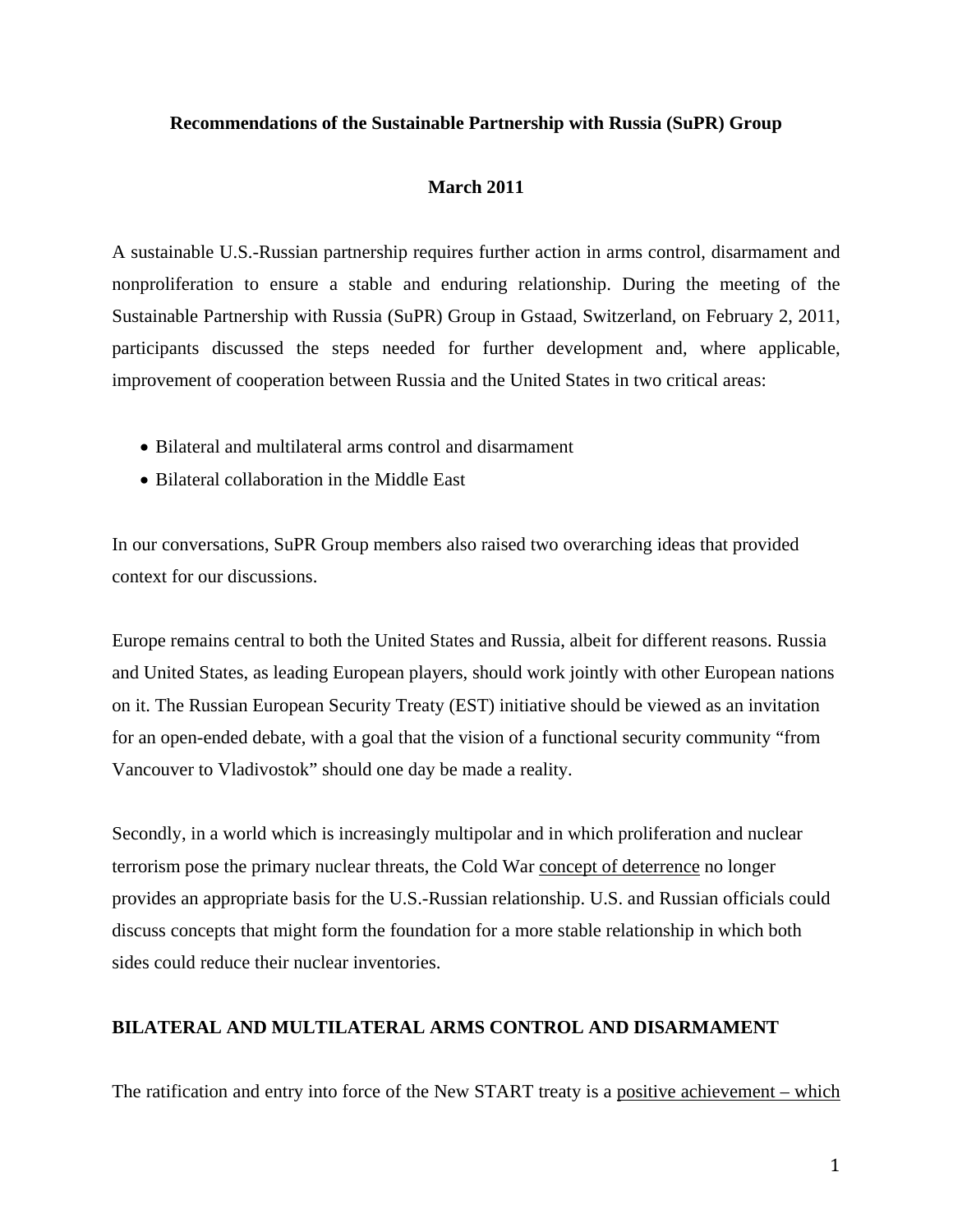**Recommendations of the Sustainable Partnership with Russia (SuPR) Group**

**March 2011**

A sustainable U.S.-Russian partnership requires further action in arms control, disarmament and nonproliferation to ensure a stable and enduring relationship. During the meeting of the Sustainable Partnership with Russia (SuPR) Group in Gstaad, Switzerland, on February 2, 2011, participants discussed the steps needed for further development and, where applicable, improvement of cooperation between Russia and the United States in two critical areas:

- Bilateral and multilateral arms control and disarmament
- Bilateral collaboration in the Middle East

In our conversations, SuPR Group members also raised two overarching ideas that provided context for our discussions.

Europe remains central to both the United States and Russia, albeit for different reasons. Russia and United States, as leading European players, should work jointly with other European nations on it. The Russian European Security Treaty (EST) initiative should be viewed as an invitation for an open-ended debate, with a goal that the vision of a functional security community "from Vancouver to Vladivostok" should one day be made a reality.

Secondly, in a world which is increasingly multipolar and in which proliferation and nuclear terrorism pose the primary nuclear threats, the Cold War <u>concept of deterrence</u> no longer provides an appropriate basis for the U.S.-Russian relationship. U.S. and Russian officials could discuss concepts that might form the foundation for a more stable relationship in which both sides could reduce their nuclear inventories.

**BILATERAL AND MULTILATERAL ARMS CONTROL AND DISARMAMENT**

The ratification and entry into force of the New START treaty is a <u>positive achievement – which</u>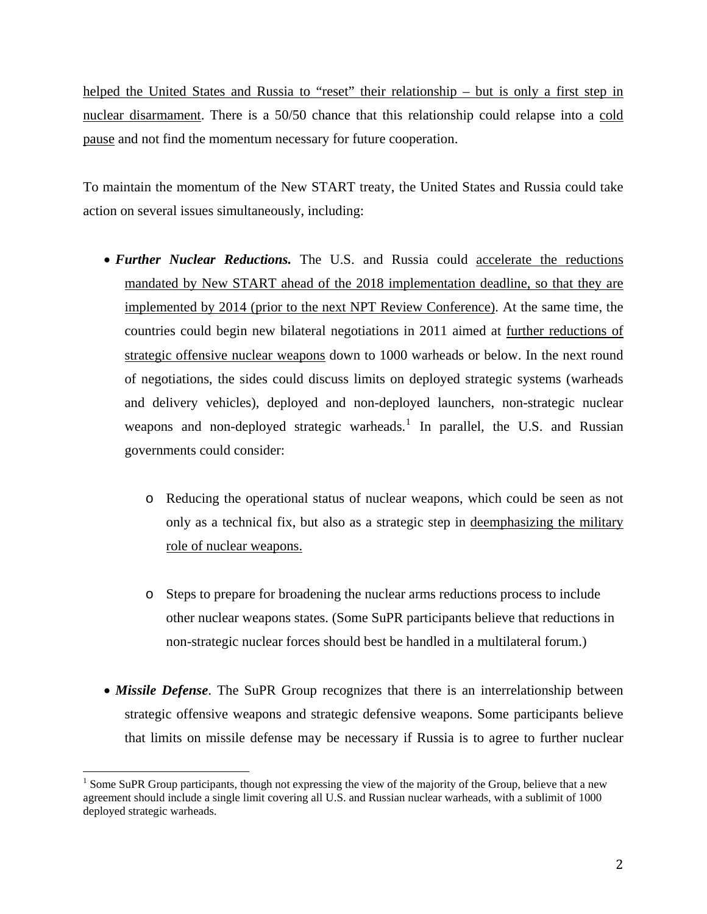helped the United States and Russia to "reset" their relationship – but is only a first step in nuclear disarmament. There is a 50/50 chance that this relationship could relapse into a cold pause and not find the momentum necessary for future cooperation.

To maintain the momentum of the New START treaty, the United States and Russia could take action on several issues simultaneously, including:

- ***Further Nuclear Reductions.*** The U.S. and Russia could accelerate the reductions mandated by New START ahead of the 2018 implementation deadline, so that they are implemented by 2014 (prior to the next NPT Review Conference). At the same time, the countries could begin new bilateral negotiations in 2011 aimed at further reductions of strategic offensive nuclear weapons down to 1000 warheads or below. In the next round of negotiations, the sides could discuss limits on deployed strategic systems (warheads and delivery vehicles), deployed and non-deployed launchers, non-strategic nuclear weapons and non-deployed strategic warheads.[1] In parallel, the U.S. and Russian governments could consider:

  - Reducing the operational status of nuclear weapons, which could be seen as not only as a technical fix, but also as a strategic step in deemphasizing the military role of nuclear weapons.

  - Steps to prepare for broadening the nuclear arms reductions process to include other nuclear weapons states. (Some SuPR participants believe that reductions in non-strategic nuclear forces should best be handled in a multilateral forum.)

- ***Missile Defense***. The SuPR Group recognizes that there is an interrelationship between strategic offensive weapons and strategic defensive weapons. Some participants believe that limits on missile defense may be necessary if Russia is to agree to further nuclear

[1] Some SuPR Group participants, though not expressing the view of the majority of the Group, believe that a new agreement should include a single limit covering all U.S. and Russian nuclear warheads, with a sublimit of 1000 deployed strategic warheads.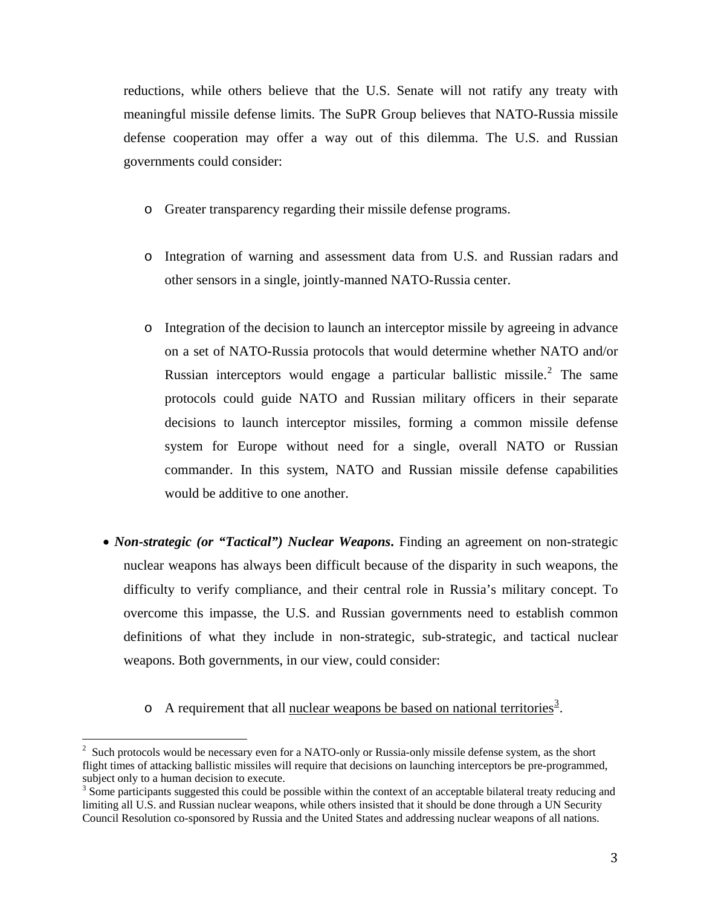reductions, while others believe that the U.S. Senate will not ratify any treaty with meaningful missile defense limits. The SuPR Group believes that NATO-Russia missile defense cooperation may offer a way out of this dilemma. The U.S. and Russian governments could consider:

  - Greater transparency regarding their missile defense programs.

  - Integration of warning and assessment data from U.S. and Russian radars and other sensors in a single, jointly-manned NATO-Russia center.

  - Integration of the decision to launch an interceptor missile by agreeing in advance on a set of NATO-Russia protocols that would determine whether NATO and/or Russian interceptors would engage a particular ballistic missile.[2] The same protocols could guide NATO and Russian military officers in their separate decisions to launch interceptor missiles, forming a common missile defense system for Europe without need for a single, overall NATO or Russian commander. In this system, NATO and Russian missile defense capabilities would be additive to one another.

- ***Non-strategic (or "Tactical") Nuclear Weapons*.** Finding an agreement on non-strategic nuclear weapons has always been difficult because of the disparity in such weapons, the difficulty to verify compliance, and their central role in Russia's military concept. To overcome this impasse, the U.S. and Russian governments need to establish common definitions of what they include in non-strategic, sub-strategic, and tactical nuclear weapons. Both governments, in our view, could consider:

  - A requirement that all <u>nuclear weapons be based on national territories</u>[3].

---

[2] Such protocols would be necessary even for a NATO-only or Russia-only missile defense system, as the short flight times of attacking ballistic missiles will require that decisions on launching interceptors be pre-programmed, subject only to a human decision to execute.

[3] Some participants suggested this could be possible within the context of an acceptable bilateral treaty reducing and limiting all U.S. and Russian nuclear weapons, while others insisted that it should be done through a UN Security Council Resolution co-sponsored by Russia and the United States and addressing nuclear weapons of all nations.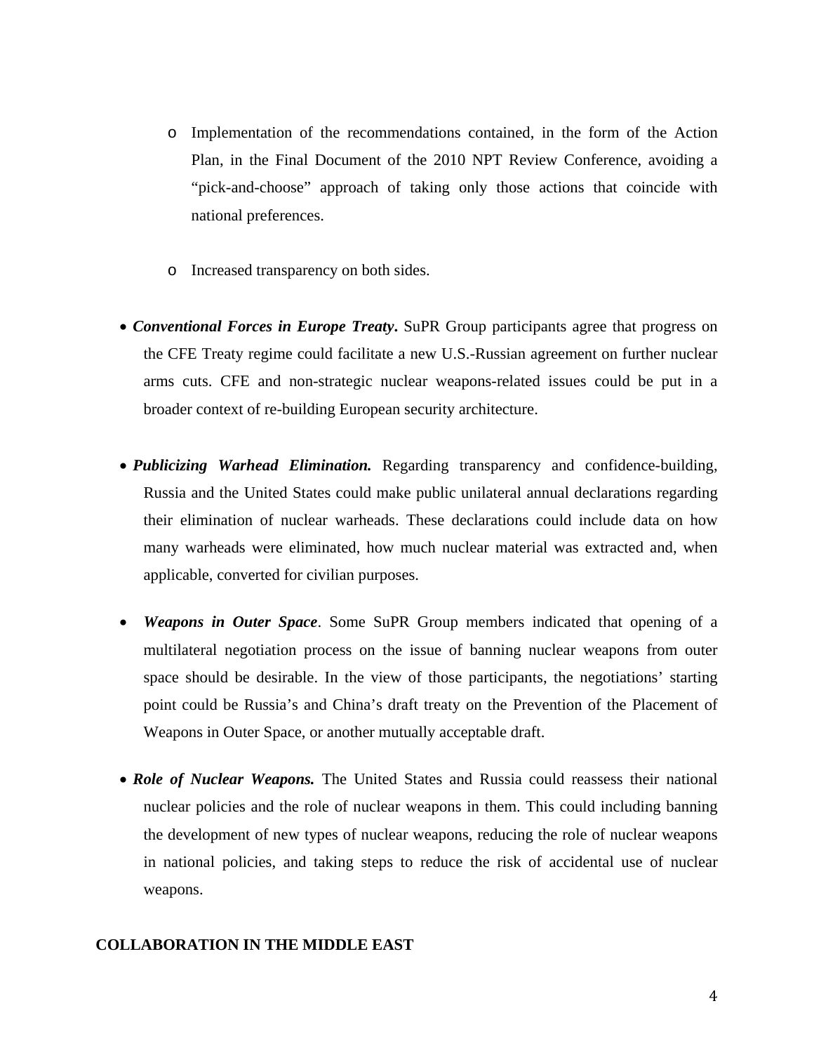- Implementation of the recommendations contained, in the form of the Action Plan, in the Final Document of the 2010 NPT Review Conference, avoiding a "pick-and-choose" approach of taking only those actions that coincide with national preferences.

  - Increased transparency on both sides.

- ***Conventional Forces in Europe Treaty*.** SuPR Group participants agree that progress on the CFE Treaty regime could facilitate a new U.S.-Russian agreement on further nuclear arms cuts. CFE and non-strategic nuclear weapons-related issues could be put in a broader context of re-building European security architecture.

- ***Publicizing Warhead Elimination.*** Regarding transparency and confidence-building, Russia and the United States could make public unilateral annual declarations regarding their elimination of nuclear warheads. These declarations could include data on how many warheads were eliminated, how much nuclear material was extracted and, when applicable, converted for civilian purposes.

- ***Weapons in Outer Space***. Some SuPR Group members indicated that opening of a multilateral negotiation process on the issue of banning nuclear weapons from outer space should be desirable. In the view of those participants, the negotiations' starting point could be Russia's and China's draft treaty on the Prevention of the Placement of Weapons in Outer Space, or another mutually acceptable draft.

- ***Role of Nuclear Weapons.*** The United States and Russia could reassess their national nuclear policies and the role of nuclear weapons in them. This could including banning the development of new types of nuclear weapons, reducing the role of nuclear weapons in national policies, and taking steps to reduce the risk of accidental use of nuclear weapons.

## COLLABORATION IN THE MIDDLE EAST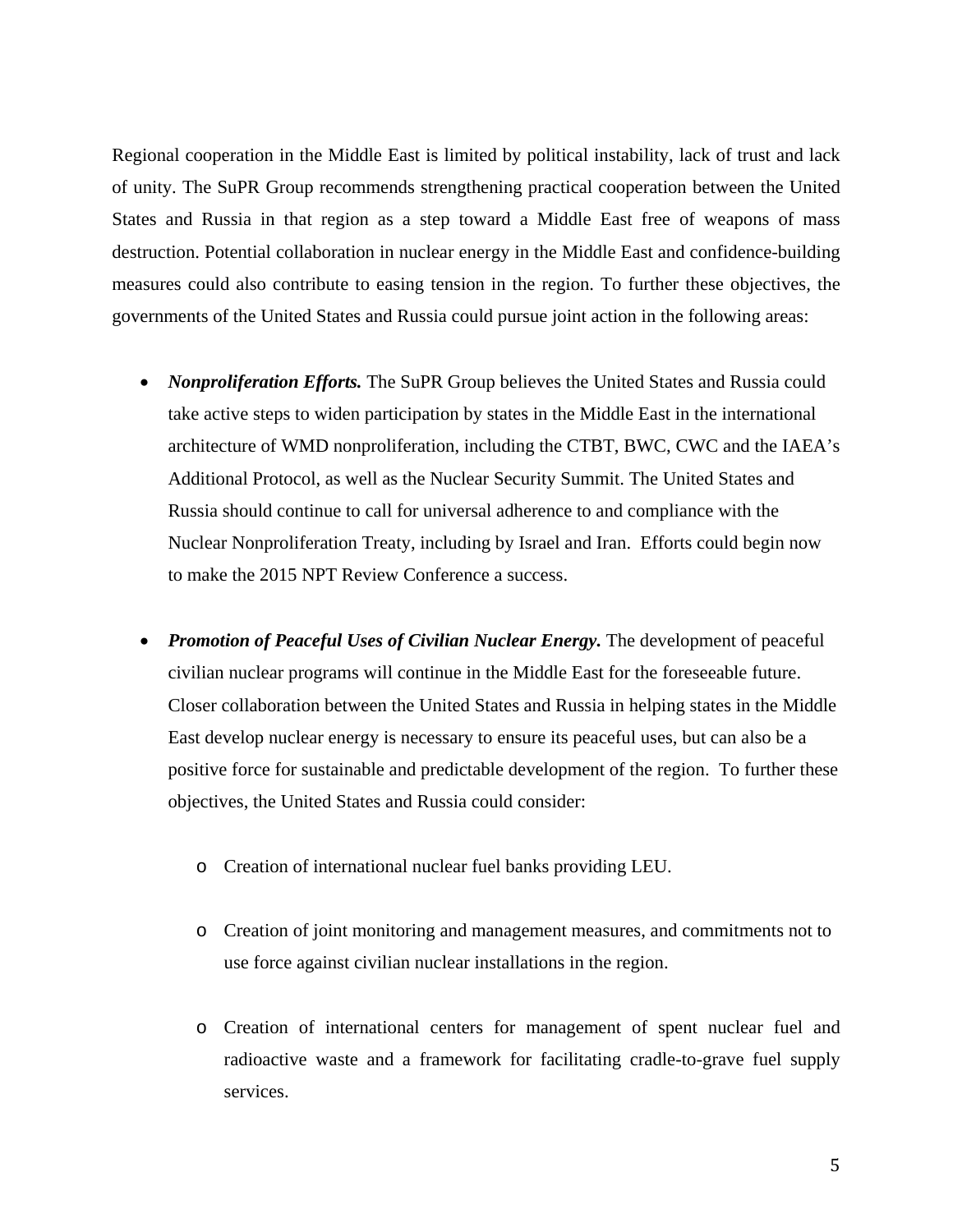Regional cooperation in the Middle East is limited by political instability, lack of trust and lack of unity. The SuPR Group recommends strengthening practical cooperation between the United States and Russia in that region as a step toward a Middle East free of weapons of mass destruction. Potential collaboration in nuclear energy in the Middle East and confidence-building measures could also contribute to easing tension in the region. To further these objectives, the governments of the United States and Russia could pursue joint action in the following areas:

- ***Nonproliferation Efforts.*** The SuPR Group believes the United States and Russia could take active steps to widen participation by states in the Middle East in the international architecture of WMD nonproliferation, including the CTBT, BWC, CWC and the IAEA's Additional Protocol, as well as the Nuclear Security Summit. The United States and Russia should continue to call for universal adherence to and compliance with the Nuclear Nonproliferation Treaty, including by Israel and Iran. Efforts could begin now to make the 2015 NPT Review Conference a success.

- ***Promotion of Peaceful Uses of Civilian Nuclear Energy.*** The development of peaceful civilian nuclear programs will continue in the Middle East for the foreseeable future. Closer collaboration between the United States and Russia in helping states in the Middle East develop nuclear energy is necessary to ensure its peaceful uses, but can also be a positive force for sustainable and predictable development of the region. To further these objectives, the United States and Russia could consider:

    - Creation of international nuclear fuel banks providing LEU.

    - Creation of joint monitoring and management measures, and commitments not to use force against civilian nuclear installations in the region.

    - Creation of international centers for management of spent nuclear fuel and radioactive waste and a framework for facilitating cradle-to-grave fuel supply services.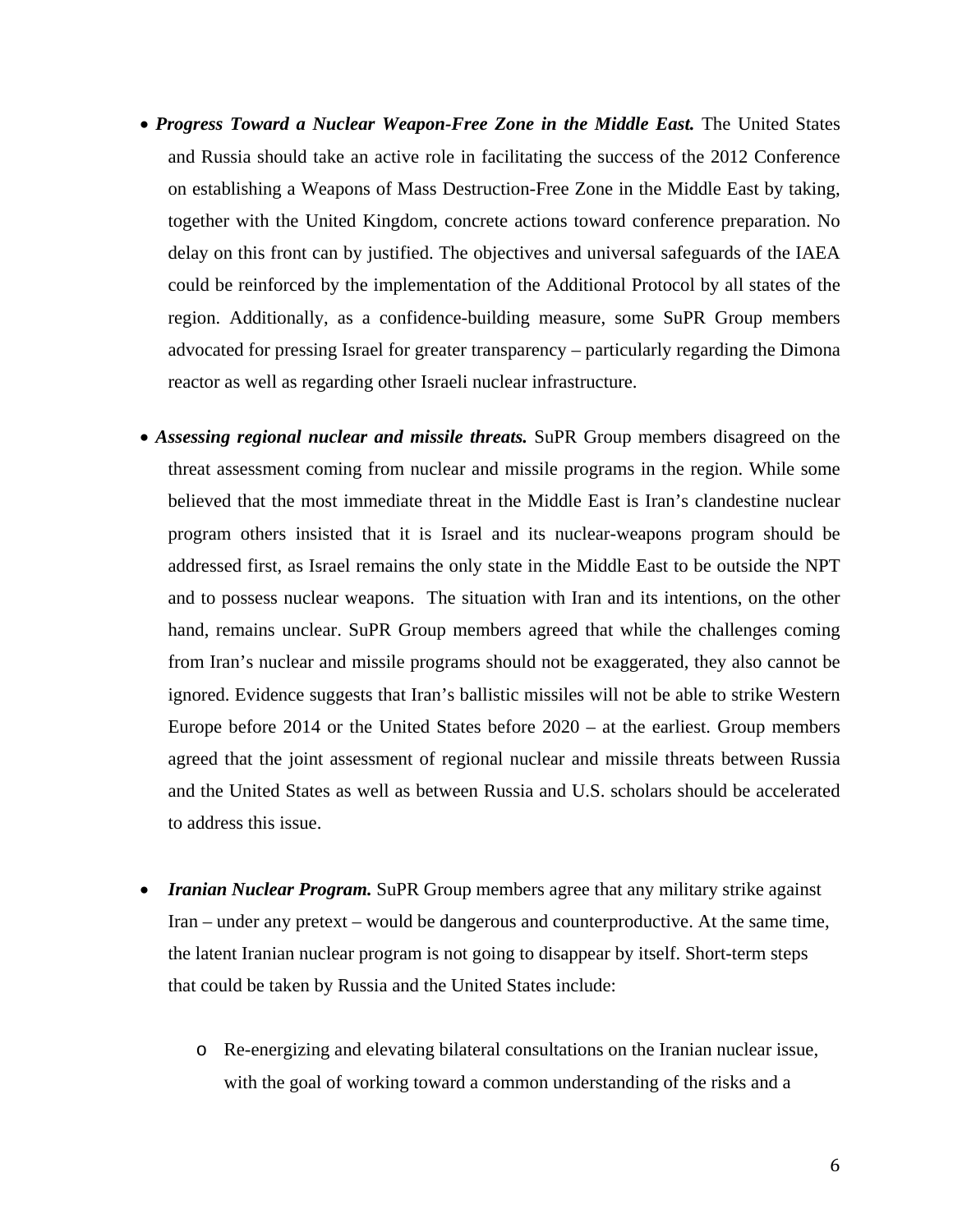- ***Progress Toward a Nuclear Weapon-Free Zone in the Middle East.*** The United States and Russia should take an active role in facilitating the success of the 2012 Conference on establishing a Weapons of Mass Destruction-Free Zone in the Middle East by taking, together with the United Kingdom, concrete actions toward conference preparation. No delay on this front can by justified. The objectives and universal safeguards of the IAEA could be reinforced by the implementation of the Additional Protocol by all states of the region. Additionally, as a confidence-building measure, some SuPR Group members advocated for pressing Israel for greater transparency – particularly regarding the Dimona reactor as well as regarding other Israeli nuclear infrastructure.

- ***Assessing regional nuclear and missile threats.*** SuPR Group members disagreed on the threat assessment coming from nuclear and missile programs in the region. While some believed that the most immediate threat in the Middle East is Iran's clandestine nuclear program others insisted that it is Israel and its nuclear-weapons program should be addressed first, as Israel remains the only state in the Middle East to be outside the NPT and to possess nuclear weapons. The situation with Iran and its intentions, on the other hand, remains unclear. SuPR Group members agreed that while the challenges coming from Iran's nuclear and missile programs should not be exaggerated, they also cannot be ignored. Evidence suggests that Iran's ballistic missiles will not be able to strike Western Europe before 2014 or the United States before 2020 – at the earliest. Group members agreed that the joint assessment of regional nuclear and missile threats between Russia and the United States as well as between Russia and U.S. scholars should be accelerated to address this issue.

- ***Iranian Nuclear Program.*** SuPR Group members agree that any military strike against Iran – under any pretext – would be dangerous and counterproductive. At the same time, the latent Iranian nuclear program is not going to disappear by itself. Short-term steps that could be taken by Russia and the United States include:

  - Re-energizing and elevating bilateral consultations on the Iranian nuclear issue, with the goal of working toward a common understanding of the risks and a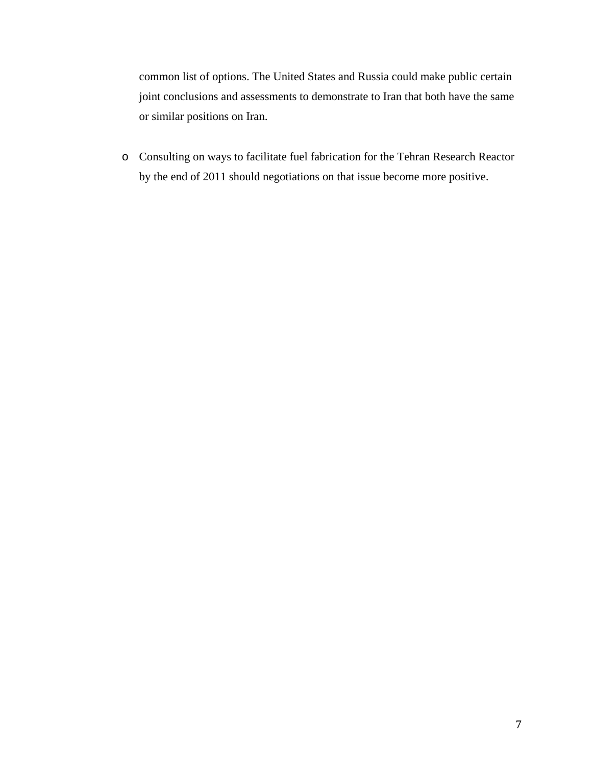common list of options. The United States and Russia could make public certain joint conclusions and assessments to demonstrate to Iran that both have the same or similar positions on Iran.

- Consulting on ways to facilitate fuel fabrication for the Tehran Research Reactor by the end of 2011 should negotiations on that issue become more positive.